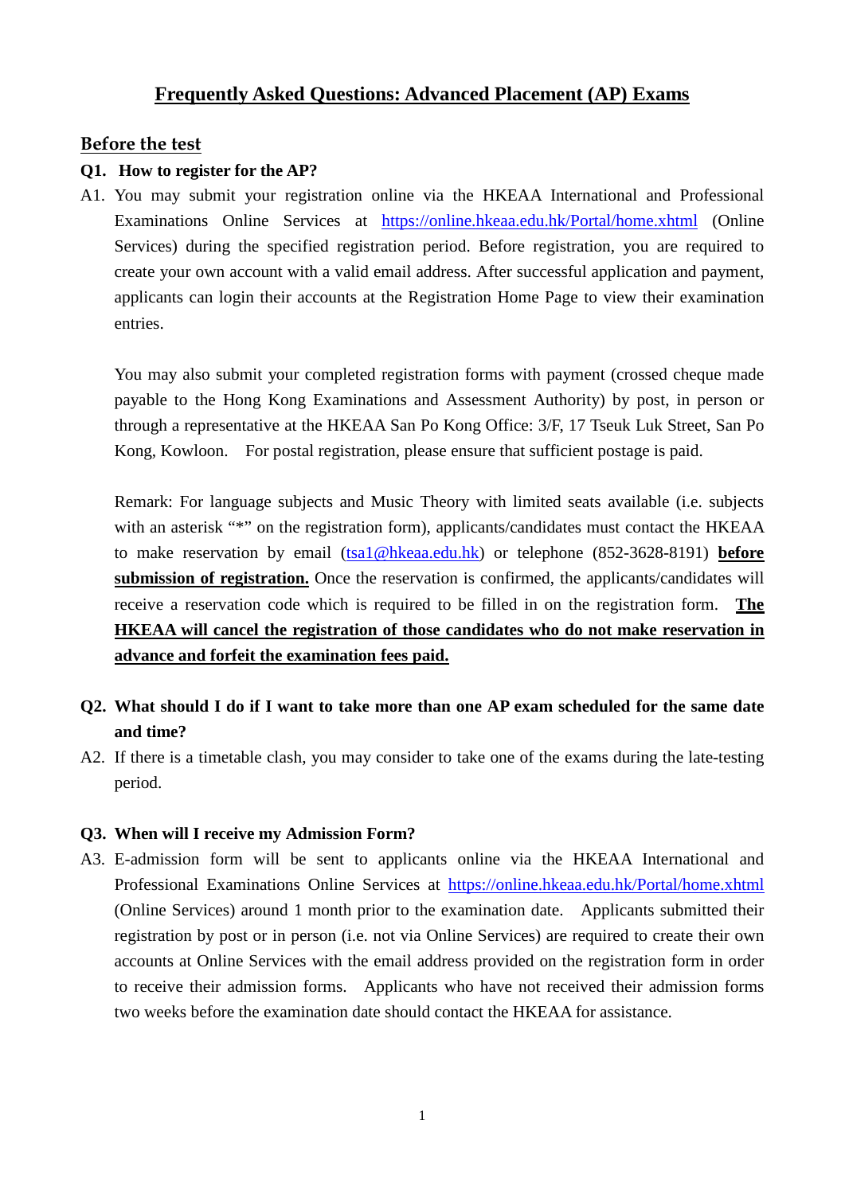# Frequently Asked Questions: Advanced Placement (AP) Exams

## Before the test

**Q1. How to register for the AP?**

A1. You may submit your registration online via the HKEAA International and Professional Examinations Online Services at https://online.hkeaa.edu.hk/Portal/home.xhtml (Online Services) during the specified registration period. Before registration, you are required to create your own account with a valid email address. After successful application and payment, applicants can login their accounts at the Registration Home Page to view their examination entries.

You may also submit your completed registration forms with payment (crossed cheque made payable to the Hong Kong Examinations and Assessment Authority) by post, in person or through a representative at the HKEAA San Po Kong Office: 3/F, 17 Tseuk Luk Street, San Po Kong, Kowloon. For postal registration, please ensure that sufficient postage is paid.

Remark: For language subjects and Music Theory with limited seats available (i.e. subjects with an asterisk "*" on the registration form), applicants/candidates must contact the HKEAA to make reservation by email (tsa1@hkeaa.edu.hk) or telephone (852-3628-8191) **before submission of registration.** Once the reservation is confirmed, the applicants/candidates will receive a reservation code which is required to be filled in on the registration form. **The HKEAA will cancel the registration of those candidates who do not make reservation in advance and forfeit the examination fees paid.**

**Q2. What should I do if I want to take more than one AP exam scheduled for the same date and time?**

A2. If there is a timetable clash, you may consider to take one of the exams during the late-testing period.

**Q3. When will I receive my Admission Form?**

A3. E-admission form will be sent to applicants online via the HKEAA International and Professional Examinations Online Services at https://online.hkeaa.edu.hk/Portal/home.xhtml (Online Services) around 1 month prior to the examination date. Applicants submitted their registration by post or in person (i.e. not via Online Services) are required to create their own accounts at Online Services with the email address provided on the registration form in order to receive their admission forms. Applicants who have not received their admission forms two weeks before the examination date should contact the HKEAA for assistance.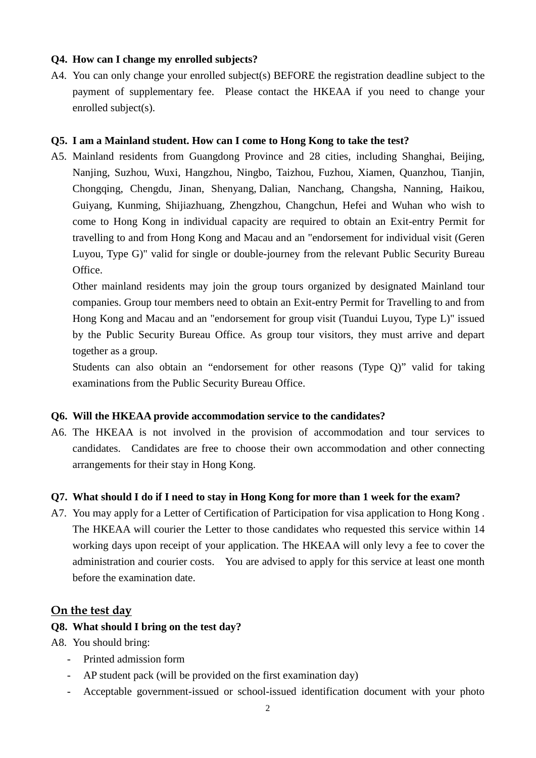**Q4. How can I change my enrolled subjects?**

A4. You can only change your enrolled subject(s) BEFORE the registration deadline subject to the payment of supplementary fee. Please contact the HKEAA if you need to change your enrolled subject(s).

**Q5. I am a Mainland student. How can I come to Hong Kong to take the test?**

A5. Mainland residents from Guangdong Province and 28 cities, including Shanghai, Beijing, Nanjing, Suzhou, Wuxi, Hangzhou, Ningbo, Taizhou, Fuzhou, Xiamen, Quanzhou, Tianjin, Chongqing, Chengdu, Jinan, Shenyang, Dalian, Nanchang, Changsha, Nanning, Haikou, Guiyang, Kunming, Shijiazhuang, Zhengzhou, Changchun, Hefei and Wuhan who wish to come to Hong Kong in individual capacity are required to obtain an Exit-entry Permit for travelling to and from Hong Kong and Macau and an "endorsement for individual visit (Geren Luyou, Type G)" valid for single or double-journey from the relevant Public Security Bureau Office.

Other mainland residents may join the group tours organized by designated Mainland tour companies. Group tour members need to obtain an Exit-entry Permit for Travelling to and from Hong Kong and Macau and an "endorsement for group visit (Tuandui Luyou, Type L)" issued by the Public Security Bureau Office. As group tour visitors, they must arrive and depart together as a group.

Students can also obtain an "endorsement for other reasons (Type Q)" valid for taking examinations from the Public Security Bureau Office.

**Q6. Will the HKEAA provide accommodation service to the candidates?**

A6. The HKEAA is not involved in the provision of accommodation and tour services to candidates. Candidates are free to choose their own accommodation and other connecting arrangements for their stay in Hong Kong.

**Q7. What should I do if I need to stay in Hong Kong for more than 1 week for the exam?**

A7. You may apply for a Letter of Certification of Participation for visa application to Hong Kong . The HKEAA will courier the Letter to those candidates who requested this service within 14 working days upon receipt of your application. The HKEAA will only levy a fee to cover the administration and courier costs. You are advised to apply for this service at least one month before the examination date.

## On the test day

**Q8. What should I bring on the test day?**

A8. You should bring:

- Printed admission form
- AP student pack (will be provided on the first examination day)
- Acceptable government-issued or school-issued identification document with your photo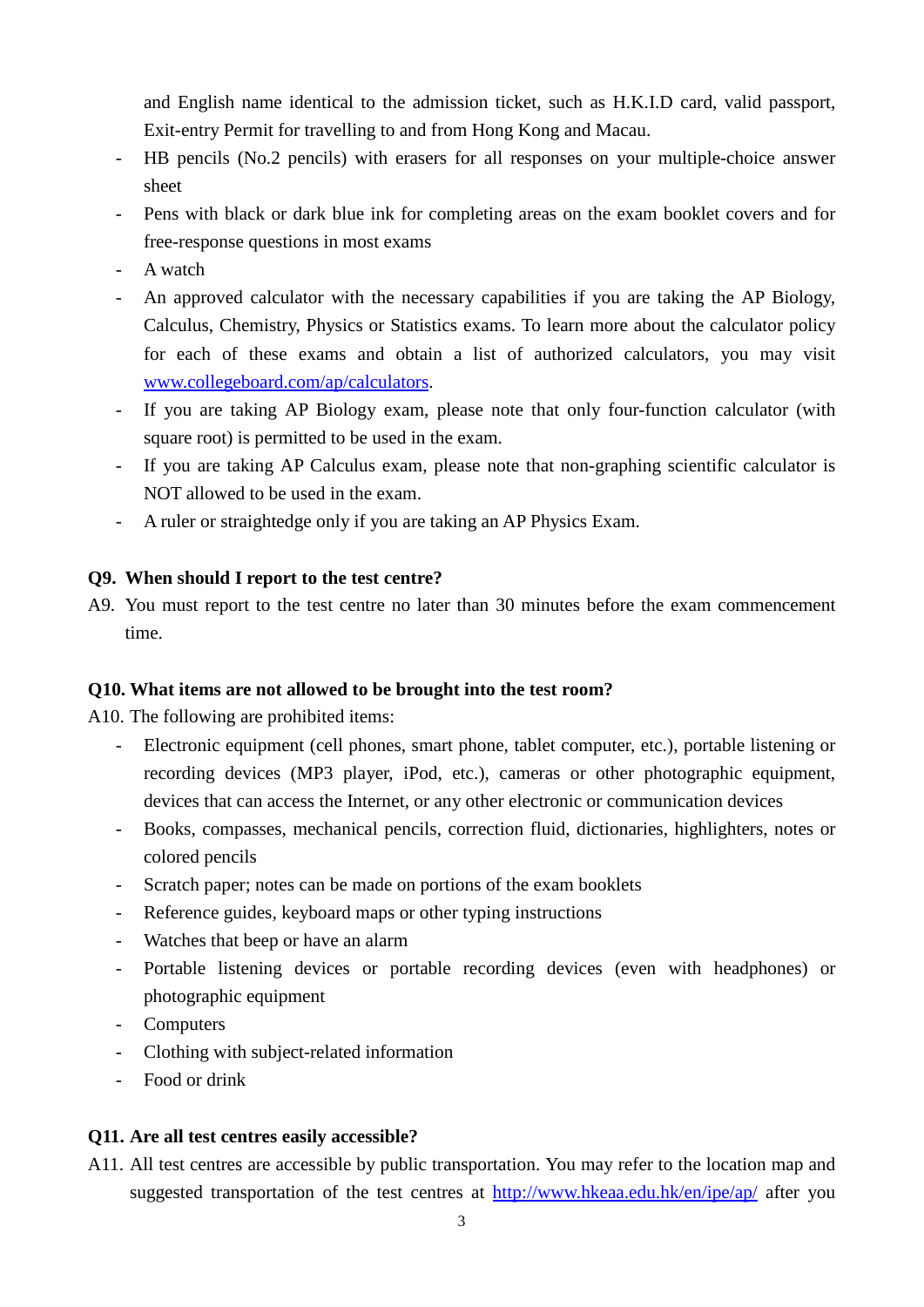and English name identical to the admission ticket, such as H.K.I.D card, valid passport, Exit-entry Permit for travelling to and from Hong Kong and Macau.

- HB pencils (No.2 pencils) with erasers for all responses on your multiple-choice answer sheet
- Pens with black or dark blue ink for completing areas on the exam booklet covers and for free-response questions in most exams
- A watch
- An approved calculator with the necessary capabilities if you are taking the AP Biology, Calculus, Chemistry, Physics or Statistics exams. To learn more about the calculator policy for each of these exams and obtain a list of authorized calculators, you may visit [www.collegeboard.com/ap/calculators](www.collegeboard.com/ap/calculators).
- If you are taking AP Biology exam, please note that only four-function calculator (with square root) is permitted to be used in the exam.
- If you are taking AP Calculus exam, please note that non-graphing scientific calculator is NOT allowed to be used in the exam.
- A ruler or straightedge only if you are taking an AP Physics Exam.

**Q9. When should I report to the test centre?**

A9. You must report to the test centre no later than 30 minutes before the exam commencement time.

**Q10. What items are not allowed to be brought into the test room?**

A10. The following are prohibited items:

- Electronic equipment (cell phones, smart phone, tablet computer, etc.), portable listening or recording devices (MP3 player, iPod, etc.), cameras or other photographic equipment, devices that can access the Internet, or any other electronic or communication devices
- Books, compasses, mechanical pencils, correction fluid, dictionaries, highlighters, notes or colored pencils
- Scratch paper; notes can be made on portions of the exam booklets
- Reference guides, keyboard maps or other typing instructions
- Watches that beep or have an alarm
- Portable listening devices or portable recording devices (even with headphones) or photographic equipment
- Computers
- Clothing with subject-related information
- Food or drink

**Q11. Are all test centres easily accessible?**

A11. All test centres are accessible by public transportation. You may refer to the location map and suggested transportation of the test centres at [http://www.hkeaa.edu.hk/en/ipe/ap/](http://www.hkeaa.edu.hk/en/ipe/ap/) after you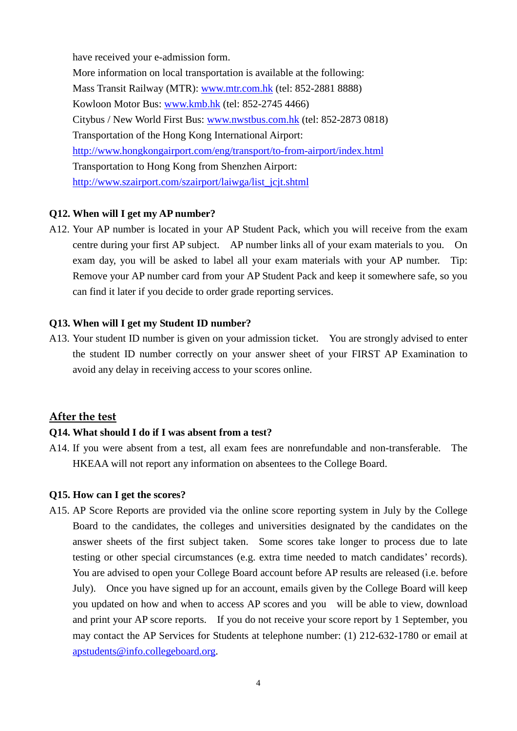have received your e-admission form.

More information on local transportation is available at the following:

Mass Transit Railway (MTR): www.mtr.com.hk (tel: 852-2881 8888)

Kowloon Motor Bus: www.kmb.hk (tel: 852-2745 4466)

Citybus / New World First Bus: www.nwstbus.com.hk (tel: 852-2873 0818)

Transportation of the Hong Kong International Airport:

http://www.hongkongairport.com/eng/transport/to-from-airport/index.html

Transportation to Hong Kong from Shenzhen Airport:

http://www.szairport.com/szairport/laiwga/list_jcjt.shtml

**Q12. When will I get my AP number?**

A12. Your AP number is located in your AP Student Pack, which you will receive from the exam centre during your first AP subject. AP number links all of your exam materials to you. On exam day, you will be asked to label all your exam materials with your AP number. Tip: Remove your AP number card from your AP Student Pack and keep it somewhere safe, so you can find it later if you decide to order grade reporting services.

**Q13. When will I get my Student ID number?**

A13. Your student ID number is given on your admission ticket. You are strongly advised to enter the student ID number correctly on your answer sheet of your FIRST AP Examination to avoid any delay in receiving access to your scores online.

## After the test

**Q14. What should I do if I was absent from a test?**

A14. If you were absent from a test, all exam fees are nonrefundable and non-transferable. The HKEAA will not report any information on absentees to the College Board.

**Q15. How can I get the scores?**

A15. AP Score Reports are provided via the online score reporting system in July by the College Board to the candidates, the colleges and universities designated by the candidates on the answer sheets of the first subject taken. Some scores take longer to process due to late testing or other special circumstances (e.g. extra time needed to match candidates' records). You are advised to open your College Board account before AP results are released (i.e. before July). Once you have signed up for an account, emails given by the College Board will keep you updated on how and when to access AP scores and you will be able to view, download and print your AP score reports. If you do not receive your score report by 1 September, you may contact the AP Services for Students at telephone number: (1) 212-632-1780 or email at apstudents@info.collegeboard.org.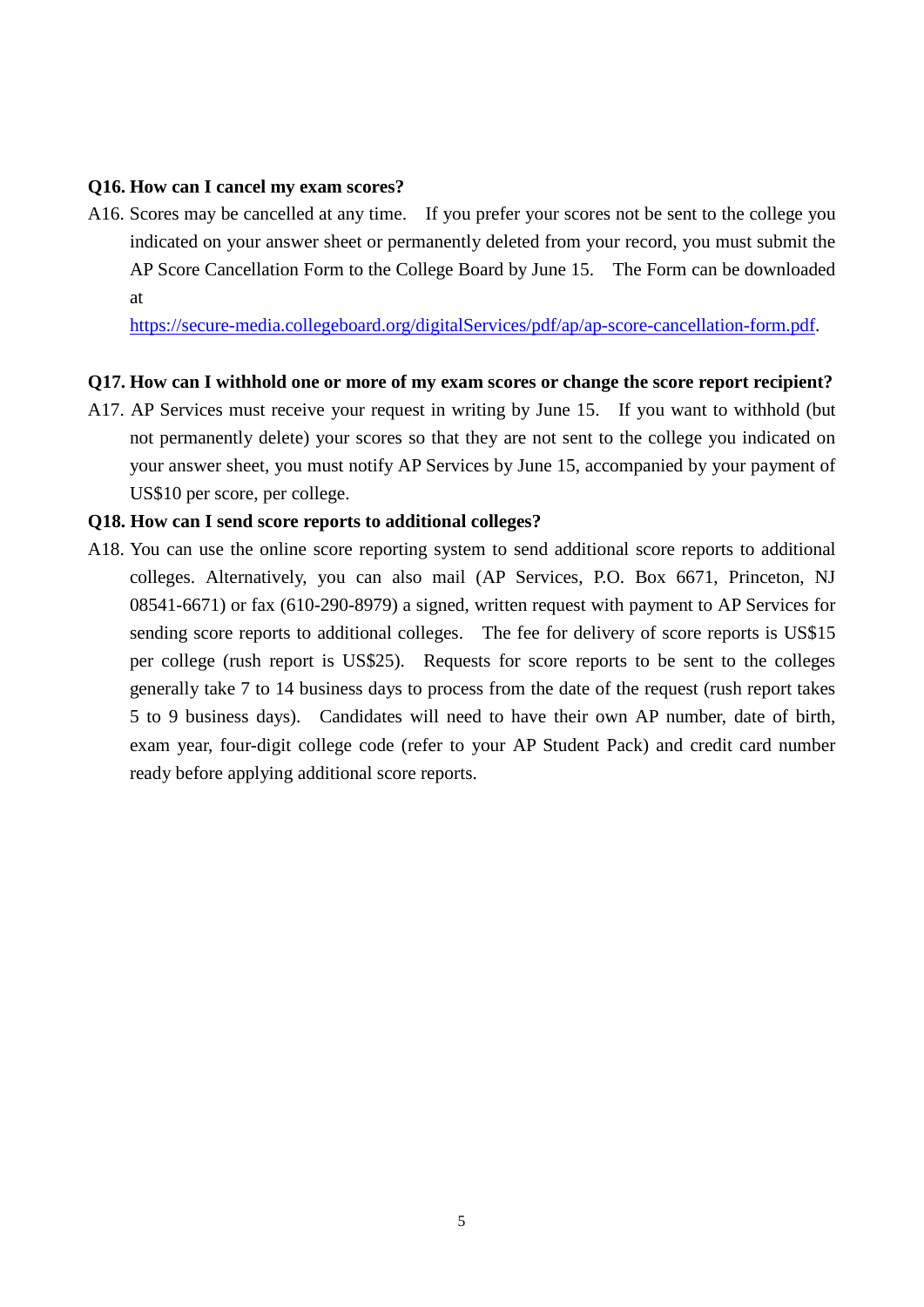**Q16. How can I cancel my exam scores?**

A16. Scores may be cancelled at any time. If you prefer your scores not be sent to the college you indicated on your answer sheet or permanently deleted from your record, you must submit the AP Score Cancellation Form to the College Board by June 15. The Form can be downloaded at https://secure-media.collegeboard.org/digitalServices/pdf/ap/ap-score-cancellation-form.pdf.

**Q17. How can I withhold one or more of my exam scores or change the score report recipient?**

A17. AP Services must receive your request in writing by June 15. If you want to withhold (but not permanently delete) your scores so that they are not sent to the college you indicated on your answer sheet, you must notify AP Services by June 15, accompanied by your payment of US$10 per score, per college.

**Q18. How can I send score reports to additional colleges?**

A18. You can use the online score reporting system to send additional score reports to additional colleges. Alternatively, you can also mail (AP Services, P.O. Box 6671, Princeton, NJ 08541-6671) or fax (610-290-8979) a signed, written request with payment to AP Services for sending score reports to additional colleges. The fee for delivery of score reports is US$15 per college (rush report is US$25). Requests for score reports to be sent to the colleges generally take 7 to 14 business days to process from the date of the request (rush report takes 5 to 9 business days). Candidates will need to have their own AP number, date of birth, exam year, four-digit college code (refer to your AP Student Pack) and credit card number ready before applying additional score reports.